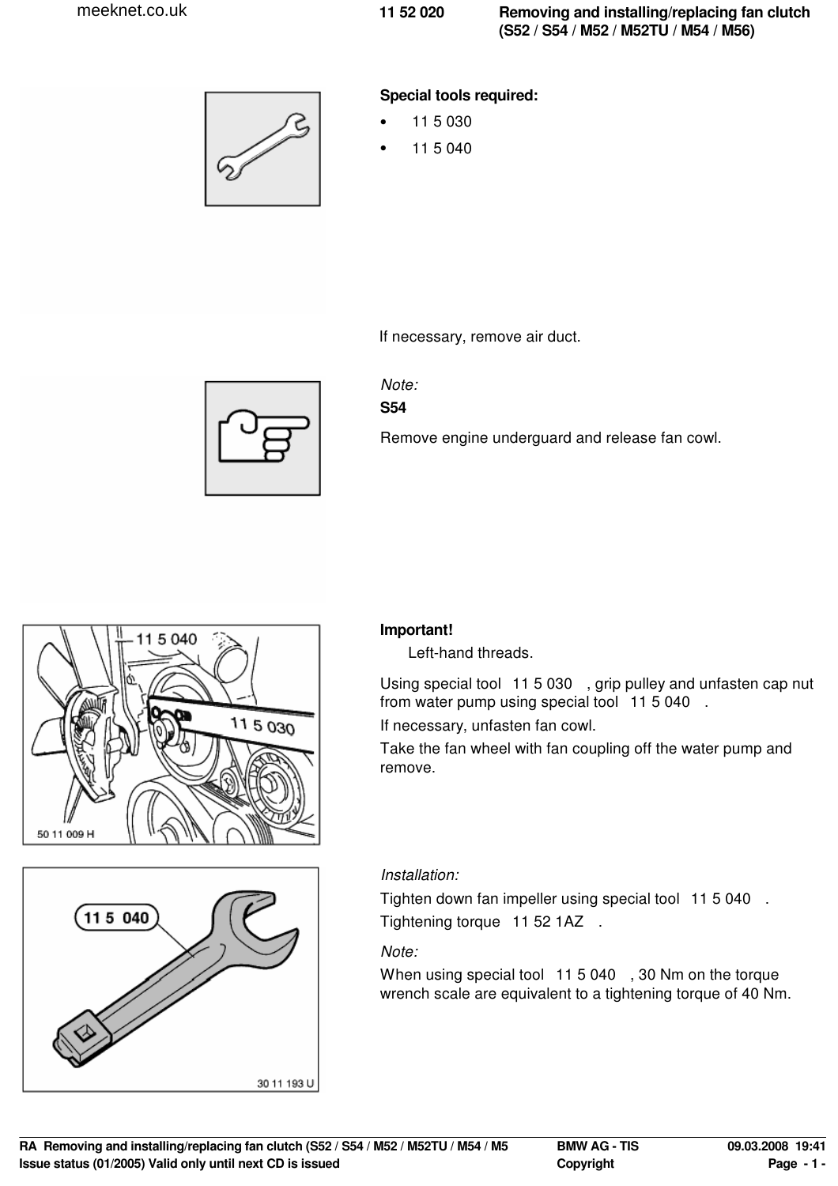# 11 52 020 Removing and installing/replacing fan clutch (S52 / S54 / M52 / M52TU / M54 / M56)

**Special tools required:**

- 11 5 030
- 11 5 040

If necessary, remove air duct.

*Note:*

**S54**

Remove engine underguard and release fan cowl.

**Important!**

Left-hand threads.

Using special tool 11 5 030 , grip pulley and unfasten cap nut from water pump using special tool 11 5 040 .

If necessary, unfasten fan cowl.

Take the fan wheel with fan coupling off the water pump and remove.

*Installation:*

Tighten down fan impeller using special tool 11 5 040 .

Tightening torque 11 52 1AZ .

*Note:*

When using special tool 11 5 040 , 30 Nm on the torque wrench scale are equivalent to a tightening torque of 40 Nm.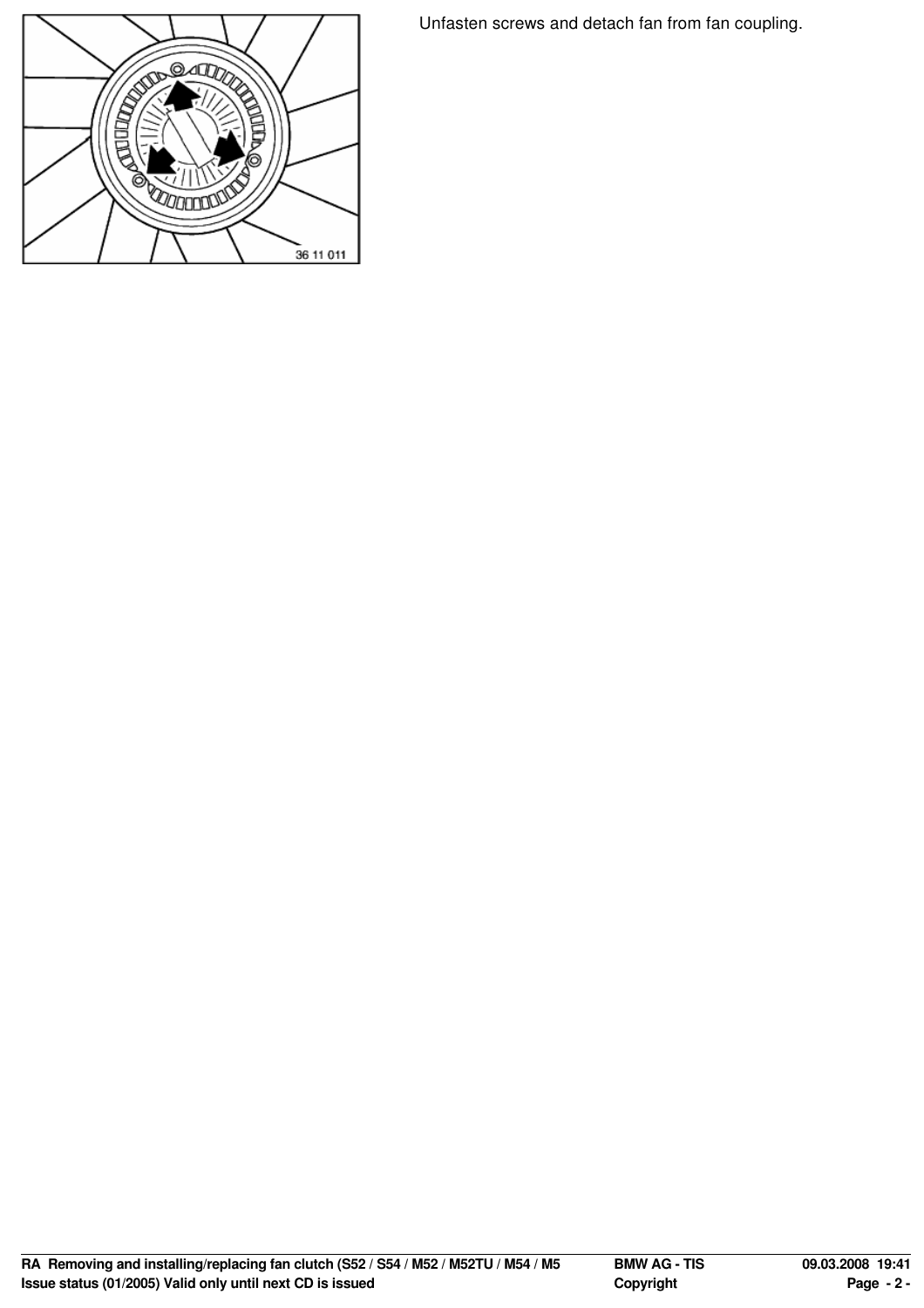Unfasten screws and detach fan from fan coupling.